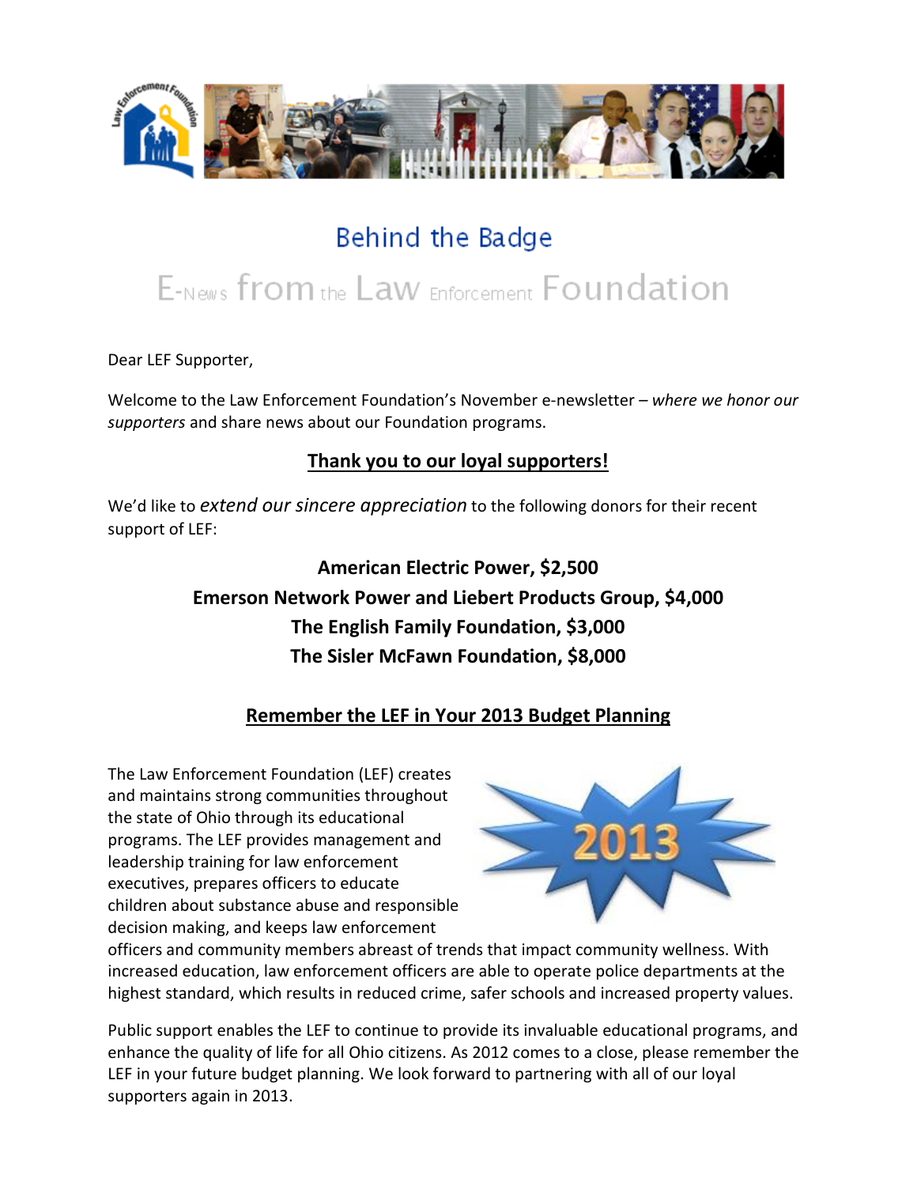# Behind the Badge

## E-News from the Law Enforcement Foundation

Dear LEF Supporter,

Welcome to the Law Enforcement Foundation's November e-newsletter – *where we honor our supporters* and share news about our Foundation programs.

## Thank you to our loyal supporters!

We'd like to *extend our sincere appreciation* to the following donors for their recent support of LEF:

**American Electric Power, $2,500**

**Emerson Network Power and Liebert Products Group, $4,000**

**The English Family Foundation, $3,000**

**The Sisler McFawn Foundation, $8,000**

## Remember the LEF in Your 2013 Budget Planning

The Law Enforcement Foundation (LEF) creates and maintains strong communities throughout the state of Ohio through its educational programs. The LEF provides management and leadership training for law enforcement executives, prepares officers to educate children about substance abuse and responsible decision making, and keeps law enforcement officers and community members abreast of trends that impact community wellness. With increased education, law enforcement officers are able to operate police departments at the highest standard, which results in reduced crime, safer schools and increased property values.

Public support enables the LEF to continue to provide its invaluable educational programs, and enhance the quality of life for all Ohio citizens. As 2012 comes to a close, please remember the LEF in your future budget planning. We look forward to partnering with all of our loyal supporters again in 2013.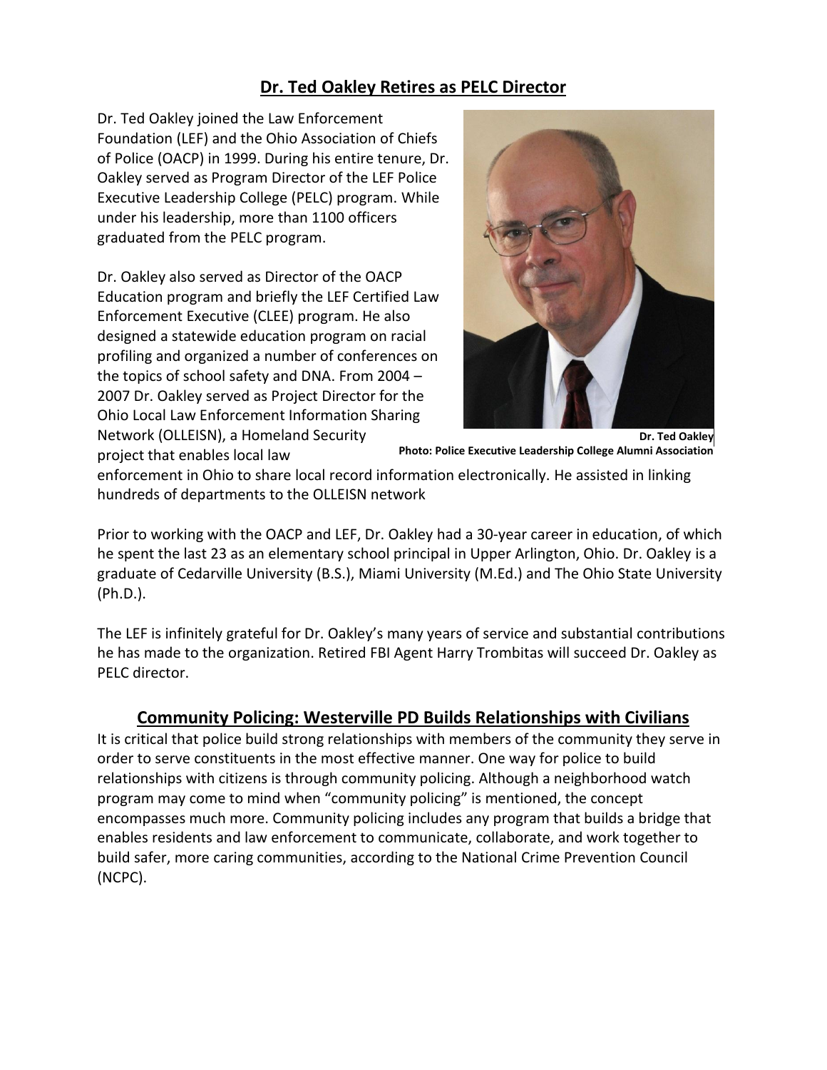## Dr. Ted Oakley Retires as PELC Director

Dr. Ted Oakley joined the Law Enforcement Foundation (LEF) and the Ohio Association of Chiefs of Police (OACP) in 1999. During his entire tenure, Dr. Oakley served as Program Director of the LEF Police Executive Leadership College (PELC) program. While under his leadership, more than 1100 officers graduated from the PELC program.

Dr. Oakley also served as Director of the OACP Education program and briefly the LEF Certified Law Enforcement Executive (CLEE) program. He also designed a statewide education program on racial profiling and organized a number of conferences on the topics of school safety and DNA. From 2004 – 2007 Dr. Oakley served as Project Director for the Ohio Local Law Enforcement Information Sharing Network (OLLEISN), a Homeland Security project that enables local law enforcement in Ohio to share local record information electronically. He assisted in linking hundreds of departments to the OLLEISN network

**Dr. Ted Oakley**
**Photo: Police Executive Leadership College Alumni Association**

Prior to working with the OACP and LEF, Dr. Oakley had a 30-year career in education, of which he spent the last 23 as an elementary school principal in Upper Arlington, Ohio. Dr. Oakley is a graduate of Cedarville University (B.S.), Miami University (M.Ed.) and The Ohio State University (Ph.D.).

The LEF is infinitely grateful for Dr. Oakley's many years of service and substantial contributions he has made to the organization. Retired FBI Agent Harry Trombitas will succeed Dr. Oakley as PELC director.

## Community Policing: Westerville PD Builds Relationships with Civilians

It is critical that police build strong relationships with members of the community they serve in order to serve constituents in the most effective manner. One way for police to build relationships with citizens is through community policing. Although a neighborhood watch program may come to mind when "community policing" is mentioned, the concept encompasses much more. Community policing includes any program that builds a bridge that enables residents and law enforcement to communicate, collaborate, and work together to build safer, more caring communities, according to the National Crime Prevention Council (NCPC).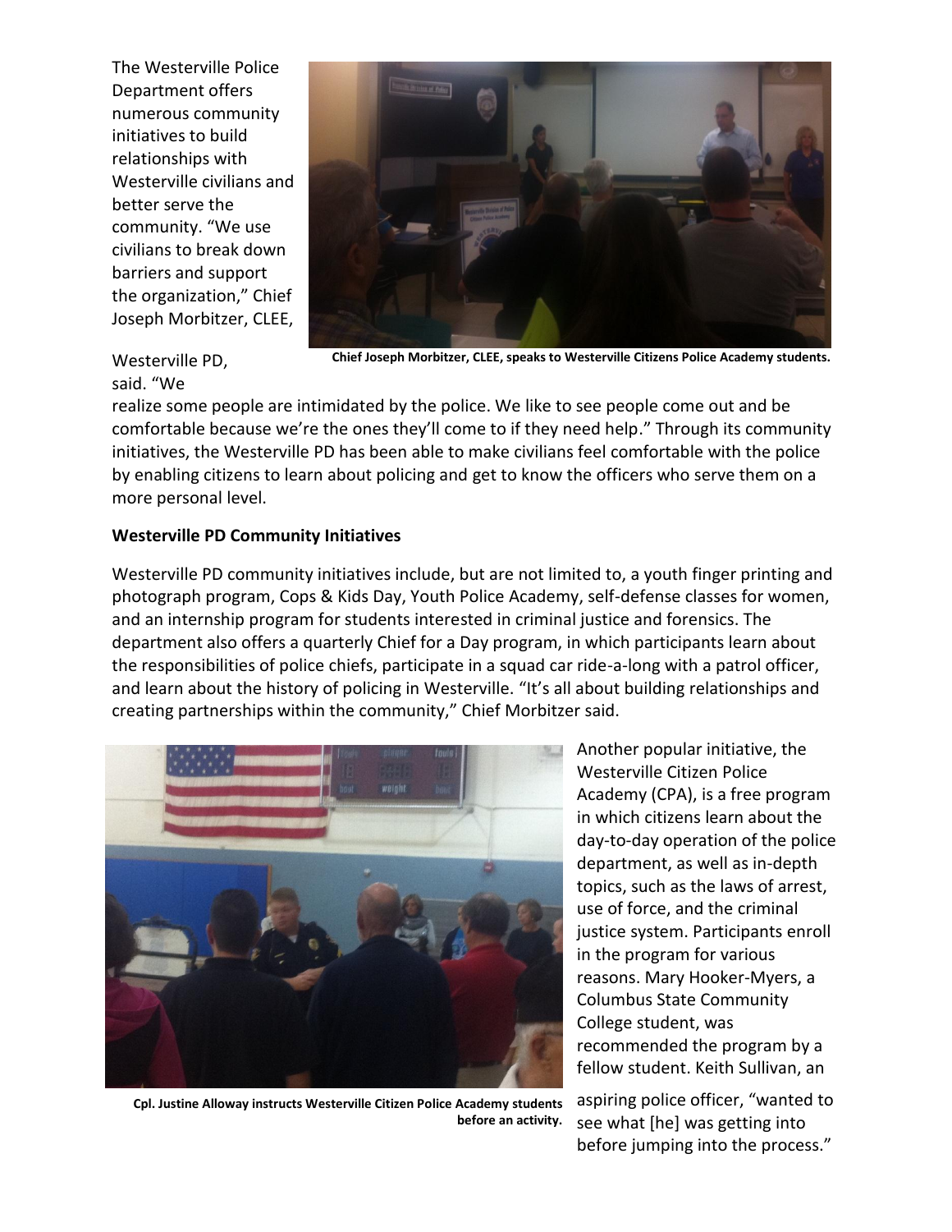The Westerville Police Department offers numerous community initiatives to build relationships with Westerville civilians and better serve the community. "We use civilians to break down barriers and support the organization," Chief Joseph Morbitzer, CLEE, Westerville PD, said. "We realize some people are intimidated by the police. We like to see people come out and be comfortable because we're the ones they'll come to if they need help." Through its community initiatives, the Westerville PD has been able to make civilians feel comfortable with the police by enabling citizens to learn about policing and get to know the officers who serve them on a more personal level.

**Chief Joseph Morbitzer, CLEE, speaks to Westerville Citizens Police Academy students.**

**Westerville PD Community Initiatives**

Westerville PD community initiatives include, but are not limited to, a youth finger printing and photograph program, Cops & Kids Day, Youth Police Academy, self-defense classes for women, and an internship program for students interested in criminal justice and forensics. The department also offers a quarterly Chief for a Day program, in which participants learn about the responsibilities of police chiefs, participate in a squad car ride-a-long with a patrol officer, and learn about the history of policing in Westerville. "It's all about building relationships and creating partnerships within the community," Chief Morbitzer said.

**Cpl. Justine Alloway instructs Westerville Citizen Police Academy students before an activity.**

Another popular initiative, the Westerville Citizen Police Academy (CPA), is a free program in which citizens learn about the day-to-day operation of the police department, as well as in-depth topics, such as the laws of arrest, use of force, and the criminal justice system. Participants enroll in the program for various reasons. Mary Hooker-Myers, a Columbus State Community College student, was recommended the program by a fellow student. Keith Sullivan, an aspiring police officer, "wanted to see what [he] was getting into before jumping into the process."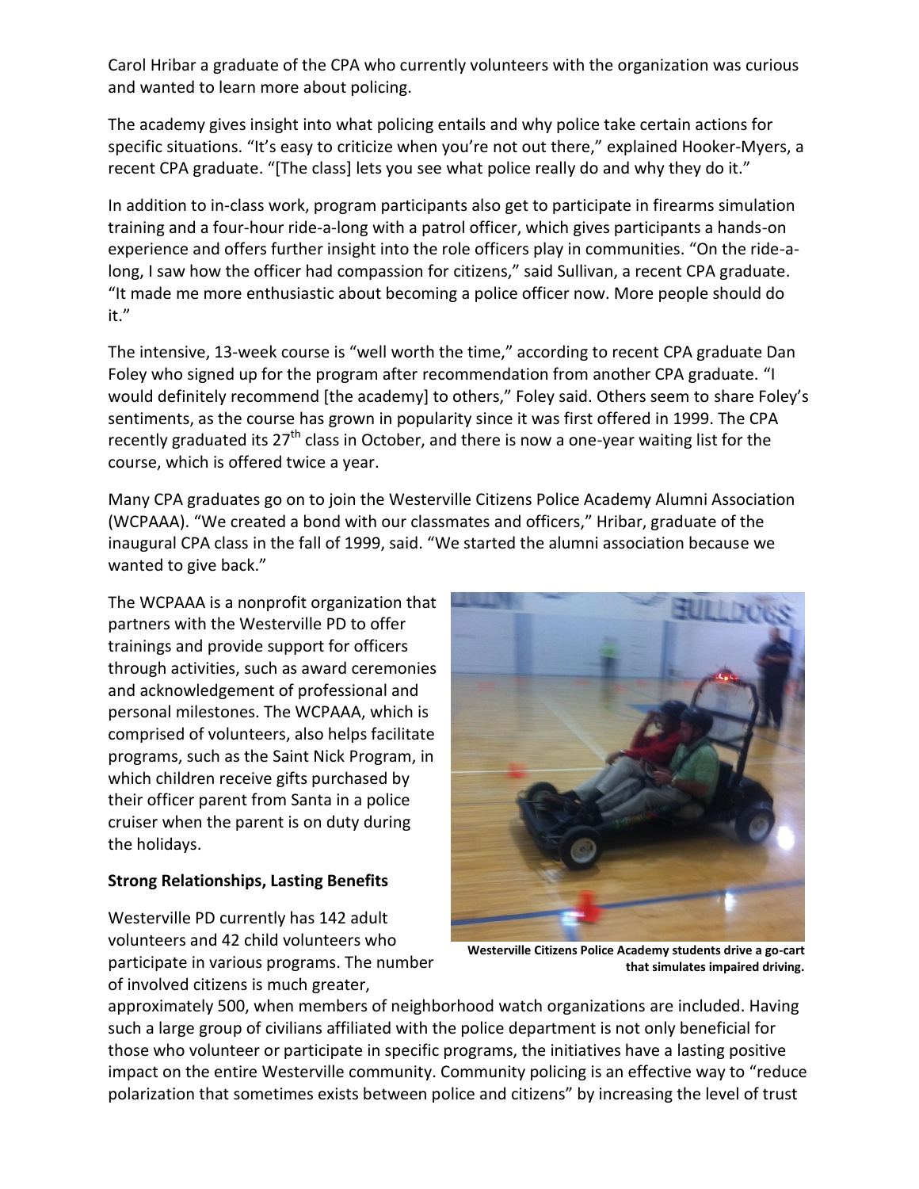Carol Hribar a graduate of the CPA who currently volunteers with the organization was curious and wanted to learn more about policing.

The academy gives insight into what policing entails and why police take certain actions for specific situations. "It's easy to criticize when you're not out there," explained Hooker-Myers, a recent CPA graduate. "[The class] lets you see what police really do and why they do it."

In addition to in-class work, program participants also get to participate in firearms simulation training and a four-hour ride-a-long with a patrol officer, which gives participants a hands-on experience and offers further insight into the role officers play in communities. "On the ride-a-long, I saw how the officer had compassion for citizens," said Sullivan, a recent CPA graduate. "It made me more enthusiastic about becoming a police officer now. More people should do it."

The intensive, 13-week course is "well worth the time," according to recent CPA graduate Dan Foley who signed up for the program after recommendation from another CPA graduate. "I would definitely recommend [the academy] to others," Foley said. Others seem to share Foley's sentiments, as the course has grown in popularity since it was first offered in 1999. The CPA recently graduated its 27th class in October, and there is now a one-year waiting list for the course, which is offered twice a year.

Many CPA graduates go on to join the Westerville Citizens Police Academy Alumni Association (WCPAAA). "We created a bond with our classmates and officers," Hribar, graduate of the inaugural CPA class in the fall of 1999, said. "We started the alumni association because we wanted to give back."

The WCPAAA is a nonprofit organization that partners with the Westerville PD to offer trainings and provide support for officers through activities, such as award ceremonies and acknowledgement of professional and personal milestones. The WCPAAA, which is comprised of volunteers, also helps facilitate programs, such as the Saint Nick Program, in which children receive gifts purchased by their officer parent from Santa in a police cruiser when the parent is on duty during the holidays.

**Westerville Citizens Police Academy students drive a go-cart that simulates impaired driving.**

**Strong Relationships, Lasting Benefits**

Westerville PD currently has 142 adult volunteers and 42 child volunteers who participate in various programs. The number of involved citizens is much greater, approximately 500, when members of neighborhood watch organizations are included. Having such a large group of civilians affiliated with the police department is not only beneficial for those who volunteer or participate in specific programs, the initiatives have a lasting positive impact on the entire Westerville community. Community policing is an effective way to "reduce polarization that sometimes exists between police and citizens" by increasing the level of trust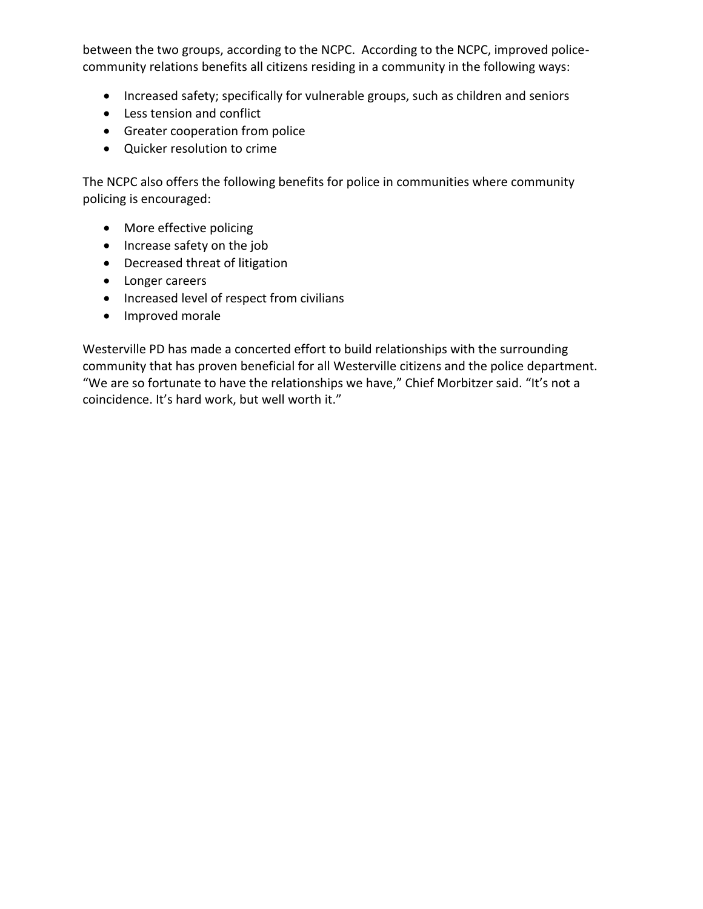between the two groups, according to the NCPC. According to the NCPC, improved police-community relations benefits all citizens residing in a community in the following ways:

- Increased safety; specifically for vulnerable groups, such as children and seniors
- Less tension and conflict
- Greater cooperation from police
- Quicker resolution to crime

The NCPC also offers the following benefits for police in communities where community policing is encouraged:

- More effective policing
- Increase safety on the job
- Decreased threat of litigation
- Longer careers
- Increased level of respect from civilians
- Improved morale

Westerville PD has made a concerted effort to build relationships with the surrounding community that has proven beneficial for all Westerville citizens and the police department. "We are so fortunate to have the relationships we have," Chief Morbitzer said. "It's not a coincidence. It's hard work, but well worth it."